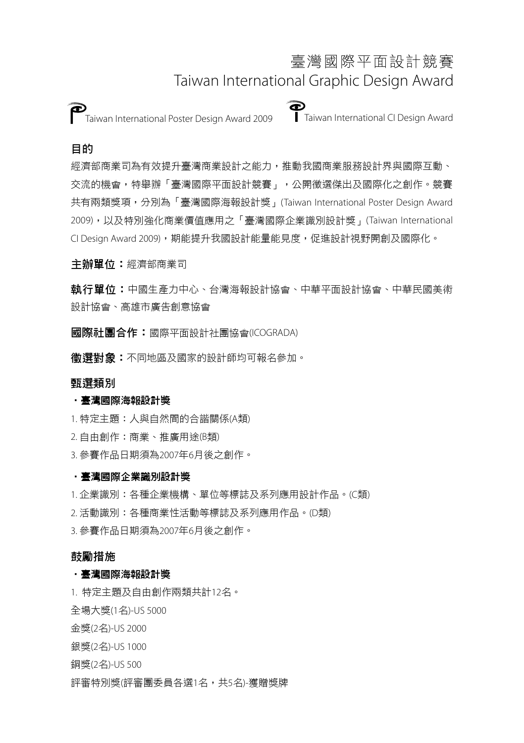# 臺灣國際平面設計競賽
# Taiwan International Graphic Design Award

Taiwan International Poster Design Award 2009　　Taiwan International CI Design Award

## 目的

經濟部商業司為有效提升臺灣商業設計之能力，推動我國商業服務設計界與國際互動、交流的機會，特舉辦「臺灣國際平面設計競賽」，公開徵選傑出及國際化之創作。競賽共有兩類獎項，分別為「臺灣國際海報設計獎」(Taiwan International Poster Design Award 2009)，以及特別強化商業價值應用之「臺灣國際企業識別設計獎」(Taiwan International CI Design Award 2009)，期能提升我國設計能量能見度，促進設計視野開創及國際化。

**主辦單位：**經濟部商業司

**執行單位：**中國生產力中心、台灣海報設計協會、中華平面設計協會、中華民國美術設計協會、高雄市廣告創意協會

**國際社團合作：**國際平面設計社團協會(ICOGRADA)

**徵選對象：**不同地區及國家的設計師均可報名參加。

## 甄選類別

### ・臺灣國際海報設計獎

1. 特定主題：人與自然間的合諧關係(A類)
2. 自由創作：商業、推廣用途(B類)
3. 參賽作品日期須為2007年6月後之創作。

### ・臺灣國際企業識別設計獎

1. 企業識別：各種企業機構、單位等標誌及系列應用設計作品。(C類)
2. 活動識別：各種商業性活動等標誌及系列應用作品。(D類)
3. 參賽作品日期須為2007年6月後之創作。

## 鼓勵措施

### ・臺灣國際海報設計獎

1. 特定主題及自由創作兩類共計12名。

全場大獎(1名)-US 5000

金獎(2名)-US 2000

銀獎(2名)-US 1000

銅獎(2名)-US 500

評審特別獎(評審團委員各選1名，共5名)-獲贈獎牌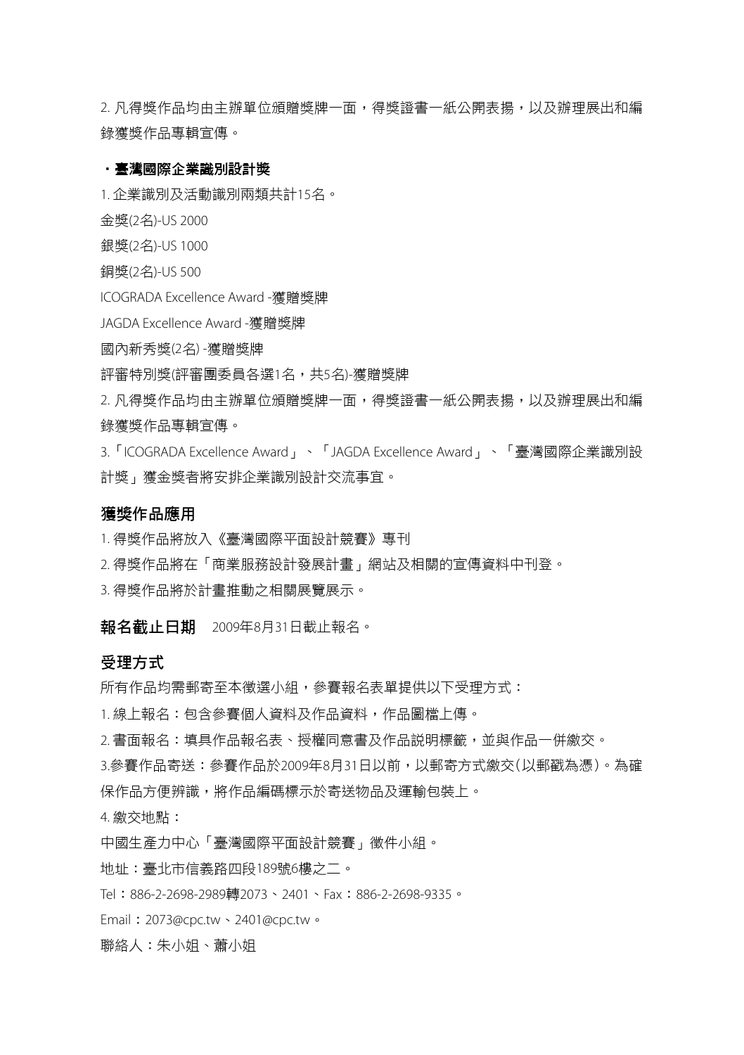2. 凡得獎作品均由主辦單位頒贈獎牌一面，得獎證書一紙公開表揚，以及辦理展出和編錄獲獎作品專輯宣傳。

**・臺灣國際企業識別設計獎**

1. 企業識別及活動識別兩類共計15名。

金獎(2名)-US 2000

銀獎(2名)-US 1000

銅獎(2名)-US 500

ICOGRADA Excellence Award -獲贈獎牌

JAGDA Excellence Award -獲贈獎牌

國內新秀獎(2名) -獲贈獎牌

評審特別獎(評審團委員各選1名，共5名)-獲贈獎牌

2. 凡得獎作品均由主辦單位頒贈獎牌一面，得獎證書一紙公開表揚，以及辦理展出和編錄獲獎作品專輯宣傳。

3.「ICOGRADA Excellence Award」、「JAGDA Excellence Award」、「臺灣國際企業識別設計獎」獲金獎者將安排企業識別設計交流事宜。

## 獲獎作品應用

1. 得獎作品將放入《臺灣國際平面設計競賽》專刊
2. 得獎作品將在「商業服務設計發展計畫」網站及相關的宣傳資料中刊登。
3. 得獎作品將於計畫推動之相關展覽展示。

**報名截止日期**　2009年8月31日截止報名。

## 受理方式

所有作品均需郵寄至本徵選小組，參賽報名表單提供以下受理方式：

1. 線上報名：包含參賽個人資料及作品資料，作品圖檔上傳。

2. 書面報名：填具作品報名表、授權同意書及作品說明標籤，並與作品一併繳交。

3.參賽作品寄送：參賽作品於2009年8月31日以前，以郵寄方式繳交(以郵戳為憑)。為確保作品方便辨識，將作品編碼標示於寄送物品及運輸包裝上。

4. 繳交地點：

中國生產力中心「臺灣國際平面設計競賽」徵件小組。

地址：臺北市信義路四段189號6樓之二。

Tel：886-2-2698-2989轉2073、2401、Fax：886-2-2698-9335。

Email：2073@cpc.tw、2401@cpc.tw。

聯絡人：朱小姐、蕭小姐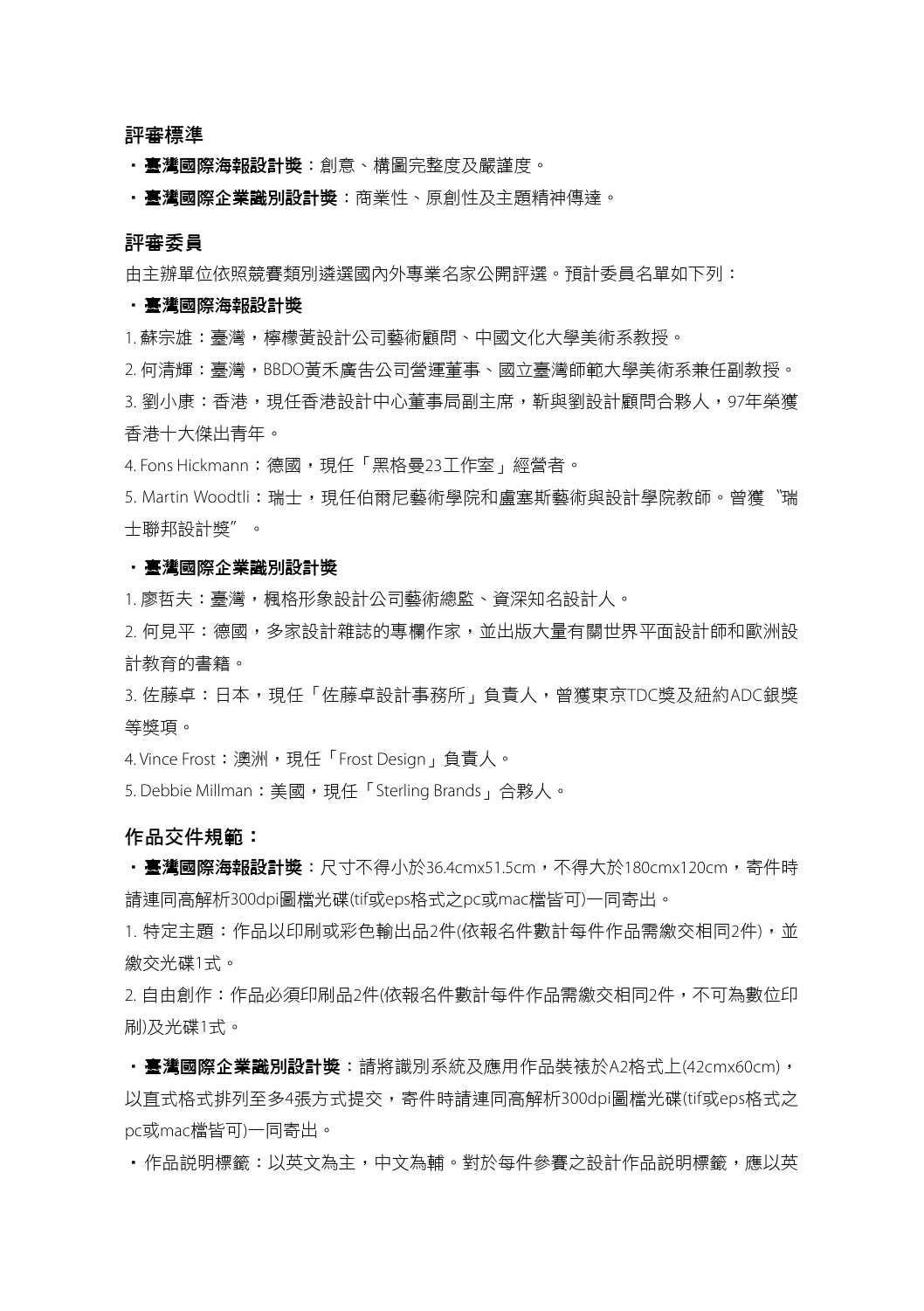## 評審標準

・**臺灣國際海報設計獎**：創意、構圖完整度及嚴謹度。

・**臺灣國際企業識別設計獎**：商業性、原創性及主題精神傳達。

## 評審委員

由主辦單位依照競賽類別遴選國內外專業名家公開評選。預計委員名單如下列：

**・臺灣國際海報設計獎**

1. 蘇宗雄：臺灣，檸檬黃設計公司藝術顧問、中國文化大學美術系教授。
2. 何清輝：臺灣，BBDO黃禾廣告公司營運董事、國立臺灣師範大學美術系兼任副教授。
3. 劉小康：香港，現任香港設計中心董事局副主席，靳與劉設計顧問合夥人，97年榮獲香港十大傑出青年。
4. Fons Hickmann：德國，現任「黑格曼23工作室」經營者。
5. Martin Woodtli：瑞士，現任伯爾尼藝術學院和盧塞斯藝術與設計學院教師。曾獲〝瑞士聯邦設計獎〞。

**・臺灣國際企業識別設計獎**

1. 廖哲夫：臺灣，楓格形象設計公司藝術總監、資深知名設計人。
2. 何見平：德國，多家設計雜誌的專欄作家，並出版大量有關世界平面設計師和歐洲設計教育的書籍。
3. 佐藤卓：日本，現任「佐藤卓設計事務所」負責人，曾獲東京TDC獎及紐約ADC銀獎等獎項。
4. Vince Frost：澳洲，現任「Frost Design」負責人。
5. Debbie Millman：美國，現任「Sterling Brands」合夥人。

## 作品交件規範：

・**臺灣國際海報設計獎**：尺寸不得小於36.4cmx51.5cm，不得大於180cmx120cm，寄件時請連同高解析300dpi圖檔光碟(tif或eps格式之pc或mac檔皆可)一同寄出。

1. 特定主題：作品以印刷或彩色輸出品2件(依報名件數計每件作品需繳交相同2件)，並繳交光碟1式。
2. 自由創作：作品必須印刷品2件(依報名件數計每件作品需繳交相同2件，不可為數位印刷)及光碟1式。

・**臺灣國際企業識別設計獎**：請將識別系統及應用作品裝裱於A2格式上(42cmx60cm)，以直式格式排列至多4張方式提交，寄件時請連同高解析300dpi圖檔光碟(tif或eps格式之pc或mac檔皆可)一同寄出。

・作品說明標籤：以英文為主，中文為輔。對於每件參賽之設計作品說明標籤，應以英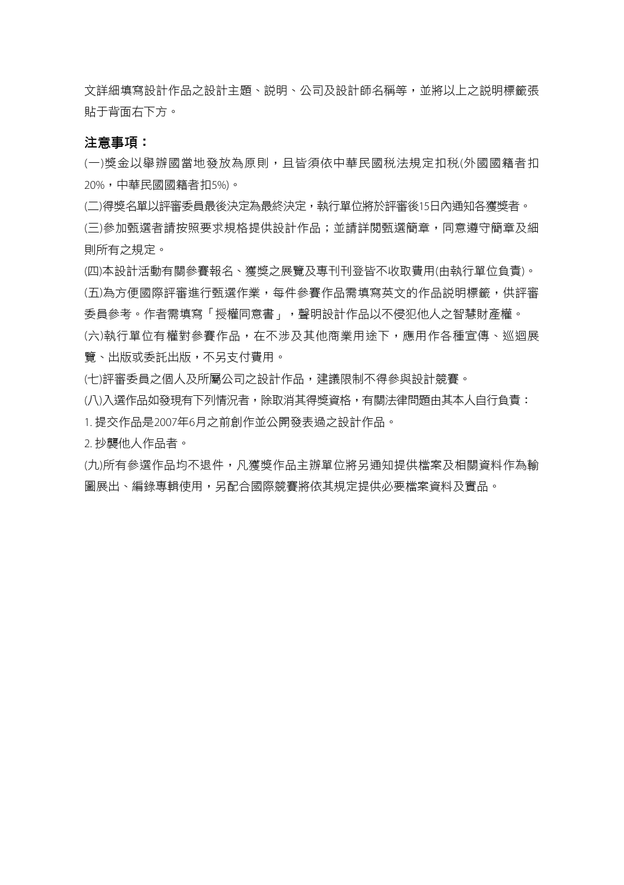文詳細填寫設計作品之設計主題、說明、公司及設計師名稱等，並將以上之說明標籤張貼于背面右下方。

**注意事項：**

(一)獎金以舉辦國當地發放為原則，且皆須依中華民國稅法規定扣稅(外國國籍者扣20%，中華民國國籍者扣5%)。

(二)得獎名單以評審委員最後決定為最終決定，執行單位將於評審後15日內通知各獲獎者。

(三)參加甄選者請按照要求規格提供設計作品；並請詳閱甄選簡章，同意遵守簡章及細則所有之規定。

(四)本設計活動有關參賽報名、獲獎之展覽及專刊刊登皆不收取費用(由執行單位負責)。

(五)為方便國際評審進行甄選作業，每件參賽作品需填寫英文的作品說明標籤，供評審委員參考。作者需填寫「授權同意書」，聲明設計作品以不侵犯他人之智慧財產權。

(六)執行單位有權對參賽作品，在不涉及其他商業用途下，應用作各種宣傳、巡迴展覽、出版或委託出版，不另支付費用。

(七)評審委員之個人及所屬公司之設計作品，建議限制不得參與設計競賽。

(八)入選作品如發現有下列情況者，除取消其得獎資格，有關法律問題由其本人自行負責：

1. 提交作品是2007年6月之前創作並公開發表過之設計作品。
2. 抄襲他人作品者。

(九)所有參選作品均不退件，凡獲獎作品主辦單位將另通知提供檔案及相關資料作為輸圖展出、編錄專輯使用，另配合國際競賽將依其規定提供必要檔案資料及實品。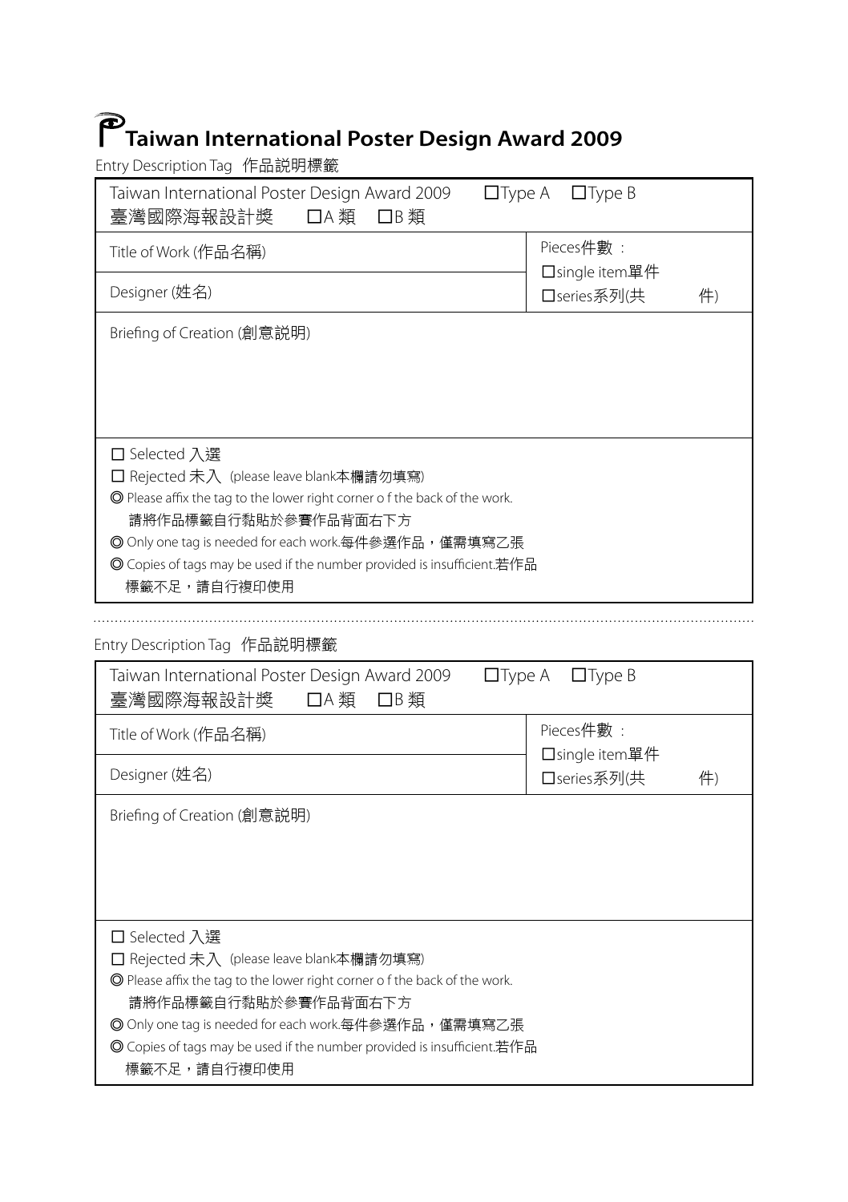# Taiwan International Poster Design Award 2009

Entry Description Tag 作品說明標籤

| Taiwan International Poster Design Award 2009 □Type A □Type B<br>臺灣國際海報設計獎 □A 類 □B 類 | |
|---|---|
| Title of Work (作品名稱) | Pieces件數：<br>□single item單件<br>□series系列(共 件) |
| Designer (姓名) | |
| Briefing of Creation (創意說明) | |
| □ Selected 入選<br>□ Rejected 未入 (please leave blank本欄請勿填寫)<br>◎ Please affix the tag to the lower right corner o f the back of the work.<br>請將作品標籤自行黏貼於參賽作品背面右下方<br>◎ Only one tag is needed for each work.每件參選作品，僅需填寫乙張<br>◎ Copies of tags may be used if the number provided is insufficient.若作品標籤不足，請自行複印使用 | |

Entry Description Tag 作品說明標籤

| Taiwan International Poster Design Award 2009 □Type A □Type B<br>臺灣國際海報設計獎 □A 類 □B 類 | |
|---|---|
| Title of Work (作品名稱) | Pieces件數：<br>□single item單件<br>□series系列(共 件) |
| Designer (姓名) | |
| Briefing of Creation (創意說明) | |
| □ Selected 入選<br>□ Rejected 未入 (please leave blank本欄請勿填寫)<br>◎ Please affix the tag to the lower right corner o f the back of the work.<br>請將作品標籤自行黏貼於參賽作品背面右下方<br>◎ Only one tag is needed for each work.每件參選作品，僅需填寫乙張<br>◎ Copies of tags may be used if the number provided is insufficient.若作品標籤不足，請自行複印使用 | |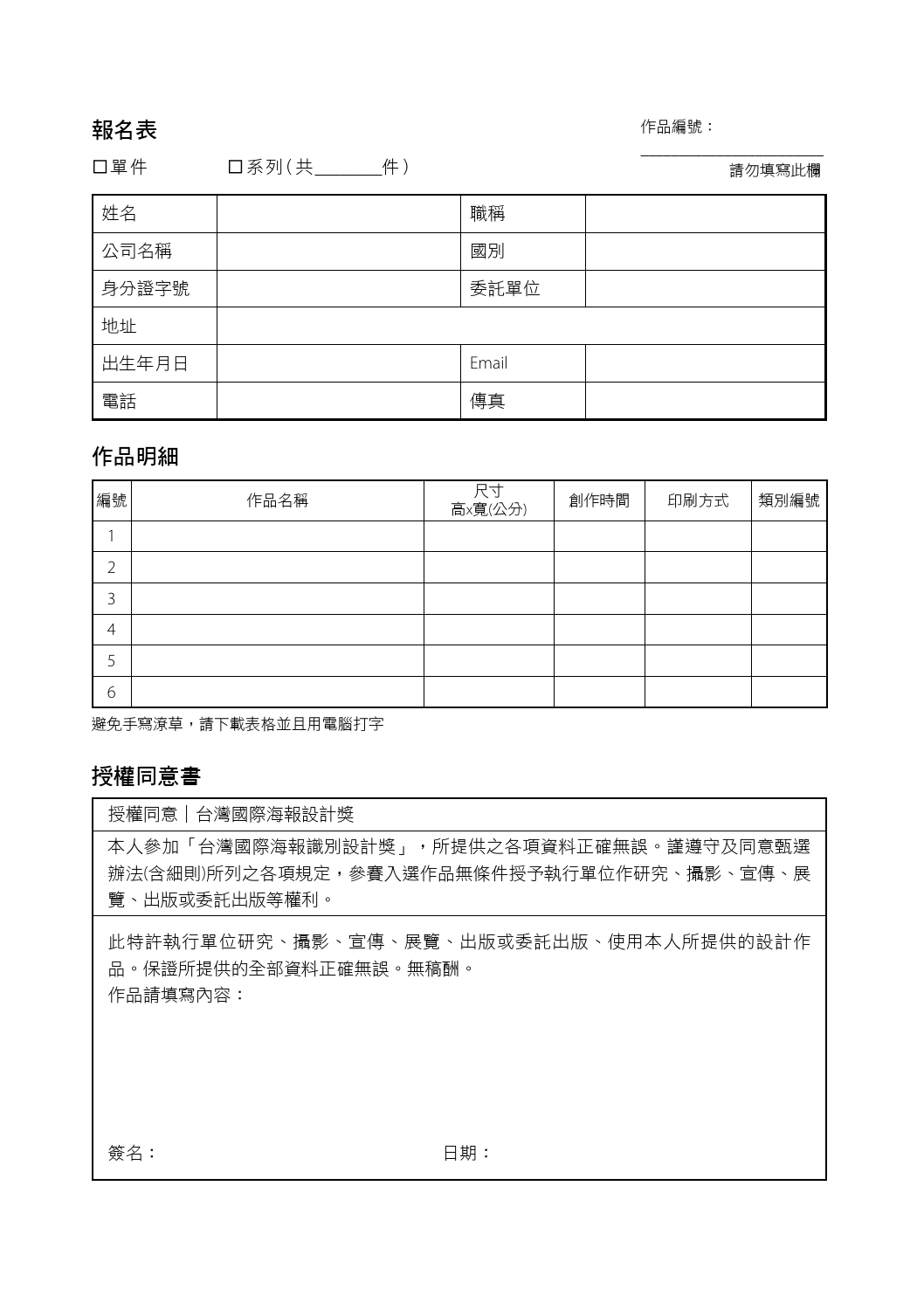## 報名表

作品編號：______

請勿填寫此欄

☐單件　　☐系列(共______件)

| 姓名 | | 職稱 | |
|---|---|---|---|
| 公司名稱 | | 國別 | |
| 身分證字號 | | 委託單位 | |
| 地址 | | | |
| 出生年月日 | | Email | |
| 電話 | | 傳真 | |

## 作品明細

| 編號 | 作品名稱 | 尺寸 高x寬(公分) | 創作時間 | 印刷方式 | 類別編號 |
|---|---|---|---|---|---|
| 1 | | | | | |
| 2 | | | | | |
| 3 | | | | | |
| 4 | | | | | |
| 5 | | | | | |
| 6 | | | | | |

避免手寫潦草，請下載表格並且用電腦打字

## 授權同意書

授權同意｜台灣國際海報設計獎

本人參加「台灣國際海報識別設計獎」，所提供之各項資料正確無誤。謹遵守及同意甄選辦法(含細則)所列之各項規定，參賽入選作品無條件授予執行單位作研究、攝影、宣傳、展覽、出版或委託出版等權利。

此特許執行單位研究、攝影、宣傳、展覽、出版或委託出版、使用本人所提供的設計作品。保證所提供的全部資料正確無誤。無稿酬。

作品請填寫內容：

簽名：　　　　　　　　　　　日期：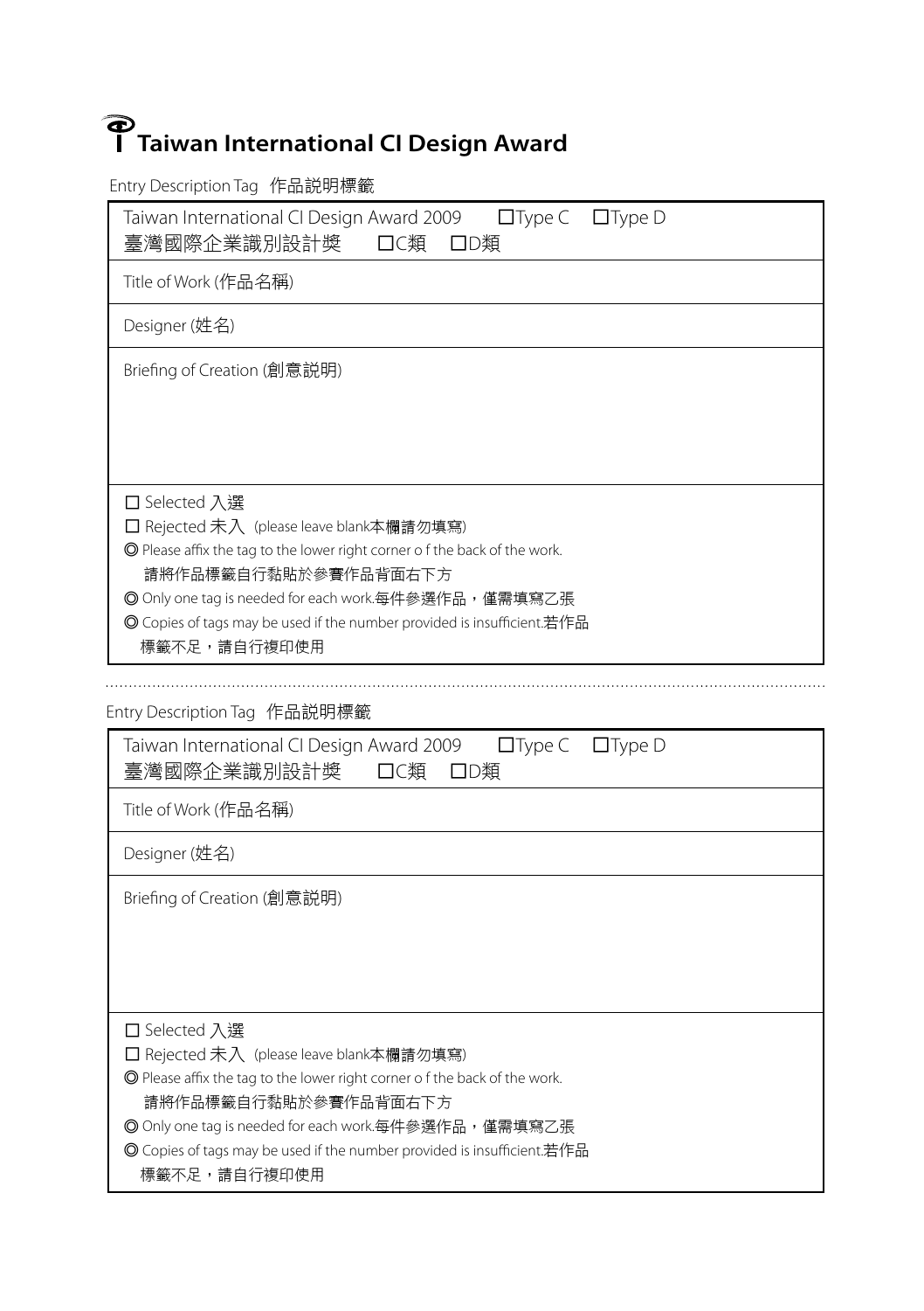# Taiwan International CI Design Award

Entry Description Tag 作品說明標籤

| Taiwan International CI Design Award 2009 ☐Type C ☐Type D<br>臺灣國際企業識別設計獎 ☐C類 ☐D類 |
|---|
| Title of Work (作品名稱) |
| Designer (姓名) |
| Briefing of Creation (創意說明)<br><br><br><br> |
| ☐ Selected 入選<br>☐ Rejected 未入 (please leave blank本欄請勿填寫)<br>◎ Please affix the tag to the lower right corner o f the back of the work.<br>請將作品標籤自行黏貼於參賽作品背面右下方<br>◎ Only one tag is needed for each work.每件參選作品，僅需填寫乙張<br>◎ Copies of tags may be used if the number provided is insufficient.若作品標籤不足，請自行複印使用 |

Entry Description Tag 作品說明標籤

| Taiwan International CI Design Award 2009 ☐Type C ☐Type D<br>臺灣國際企業識別設計獎 ☐C類 ☐D類 |
|---|
| Title of Work (作品名稱) |
| Designer (姓名) |
| Briefing of Creation (創意說明)<br><br><br><br> |
| ☐ Selected 入選<br>☐ Rejected 未入 (please leave blank本欄請勿填寫)<br>◎ Please affix the tag to the lower right corner o f the back of the work.<br>請將作品標籤自行黏貼於參賽作品背面右下方<br>◎ Only one tag is needed for each work.每件參選作品，僅需填寫乙張<br>◎ Copies of tags may be used if the number provided is insufficient.若作品標籤不足，請自行複印使用 |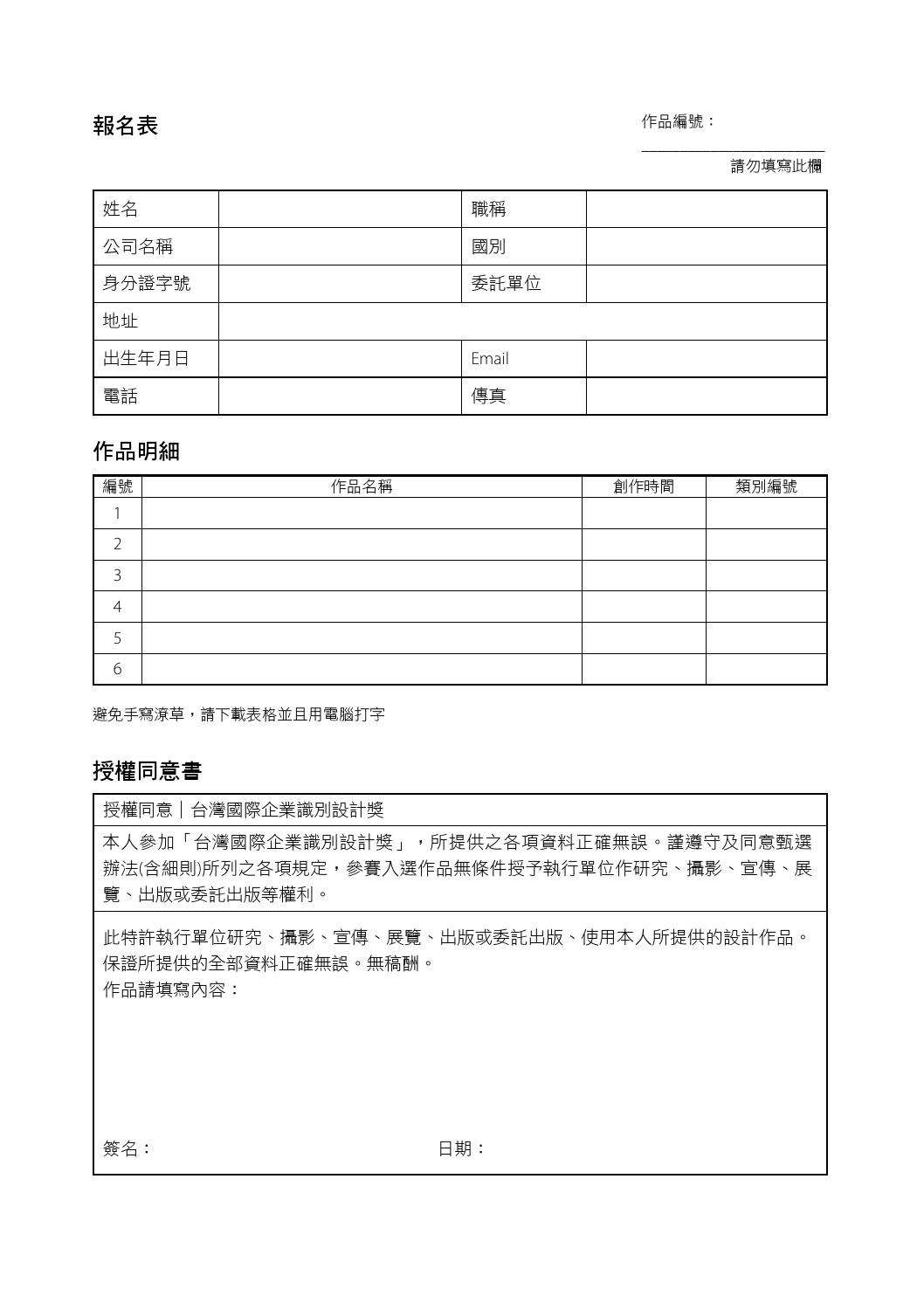## 報名表

作品編號：

______________________

請勿填寫此欄

| | | | |
|---|---|---|---|
| 姓名 | | 職稱 | |
| 公司名稱 | | 國別 | |
| 身分證字號 | | 委託單位 | |
| 地址 | | | |
| 出生年月日 | | Email | |
| 電話 | | 傳真 | |

## 作品明細

| 編號 | 作品名稱 | 創作時間 | 類別編號 |
|---|---|---|---|
| 1 | | | |
| 2 | | | |
| 3 | | | |
| 4 | | | |
| 5 | | | |
| 6 | | | |

避免手寫潦草，請下載表格並且用電腦打字

## 授權同意書

授權同意｜台灣國際企業識別設計獎

本人參加「台灣國際企業識別設計獎」，所提供之各項資料正確無誤。謹遵守及同意甄選辦法(含細則)所列之各項規定，參賽入選作品無條件授予執行單位作研究、攝影、宣傳、展覽、出版或委託出版等權利。

此特許執行單位研究、攝影、宣傳、展覽、出版或委託出版、使用本人所提供的設計作品。
保證所提供的全部資料正確無誤。無稿酬。
作品請填寫內容：

簽名： 日期：